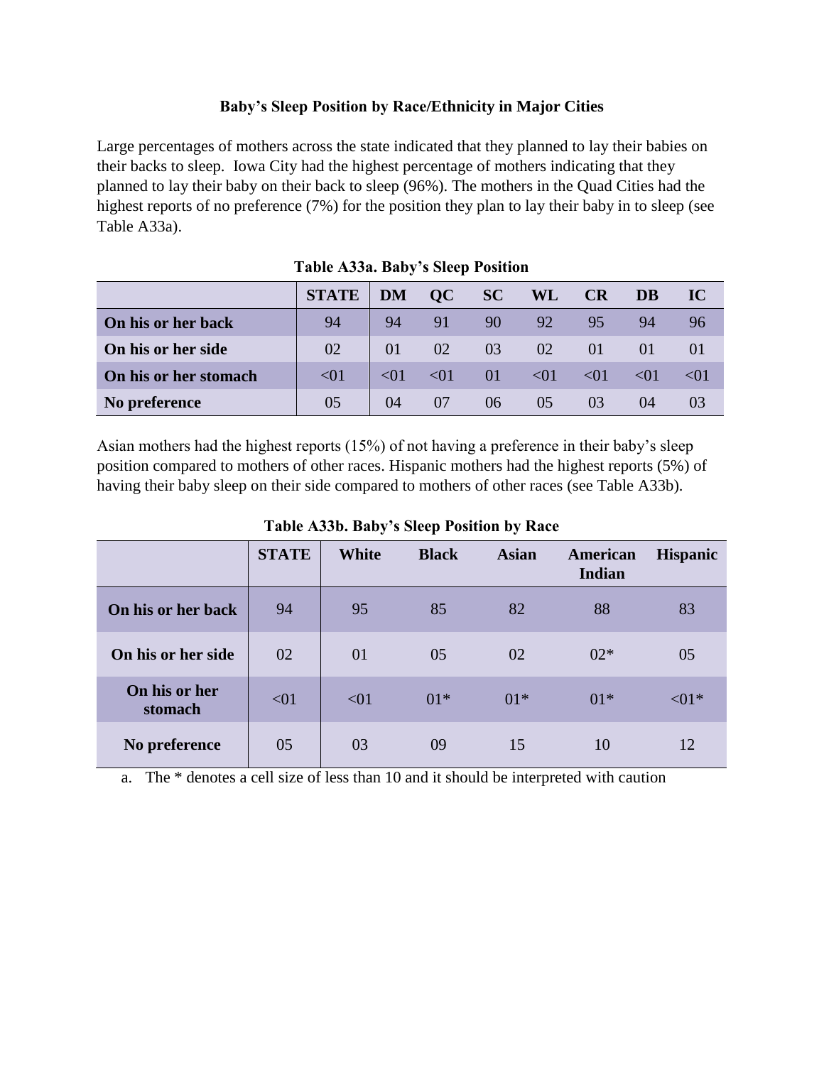### Baby's Sleep Position by Race/Ethnicity in Major Cities

Large percentages of mothers across the state indicated that they planned to lay their babies on their backs to sleep. Iowa City had the highest percentage of mothers indicating that they planned to lay their baby on their back to sleep (96%). The mothers in the Quad Cities had the highest reports of no preference (7%) for the position they plan to lay their baby in to sleep (see Table A33a).

**Table A33a. Baby's Sleep Position**

| | STATE | DM | QC | SC | WL | CR | DB | IC |
|---|---|---|---|---|---|---|---|---|
| **On his or her back** | 94 | 94 | 91 | 90 | 92 | 95 | 94 | 96 |
| **On his or her side** | 02 | 01 | 02 | 03 | 02 | 01 | 01 | 01 |
| **On his or her stomach** | <01 | <01 | <01 | 01 | <01 | <01 | <01 | <01 |
| **No preference** | 05 | 04 | 07 | 06 | 05 | 03 | 04 | 03 |

Asian mothers had the highest reports (15%) of not having a preference in their baby's sleep position compared to mothers of other races. Hispanic mothers had the highest reports (5%) of having their baby sleep on their side compared to mothers of other races (see Table A33b).

**Table A33b. Baby's Sleep Position by Race**

| | STATE | White | Black | Asian | American Indian | Hispanic |
|---|---|---|---|---|---|---|
| **On his or her back** | 94 | 95 | 85 | 82 | 88 | 83 |
| **On his or her side** | 02 | 01 | 05 | 02 | 02* | 05 |
| **On his or her stomach** | <01 | <01 | 01* | 01* | 01* | <01* |
| **No preference** | 05 | 03 | 09 | 15 | 10 | 12 |

a. The * denotes a cell size of less than 10 and it should be interpreted with caution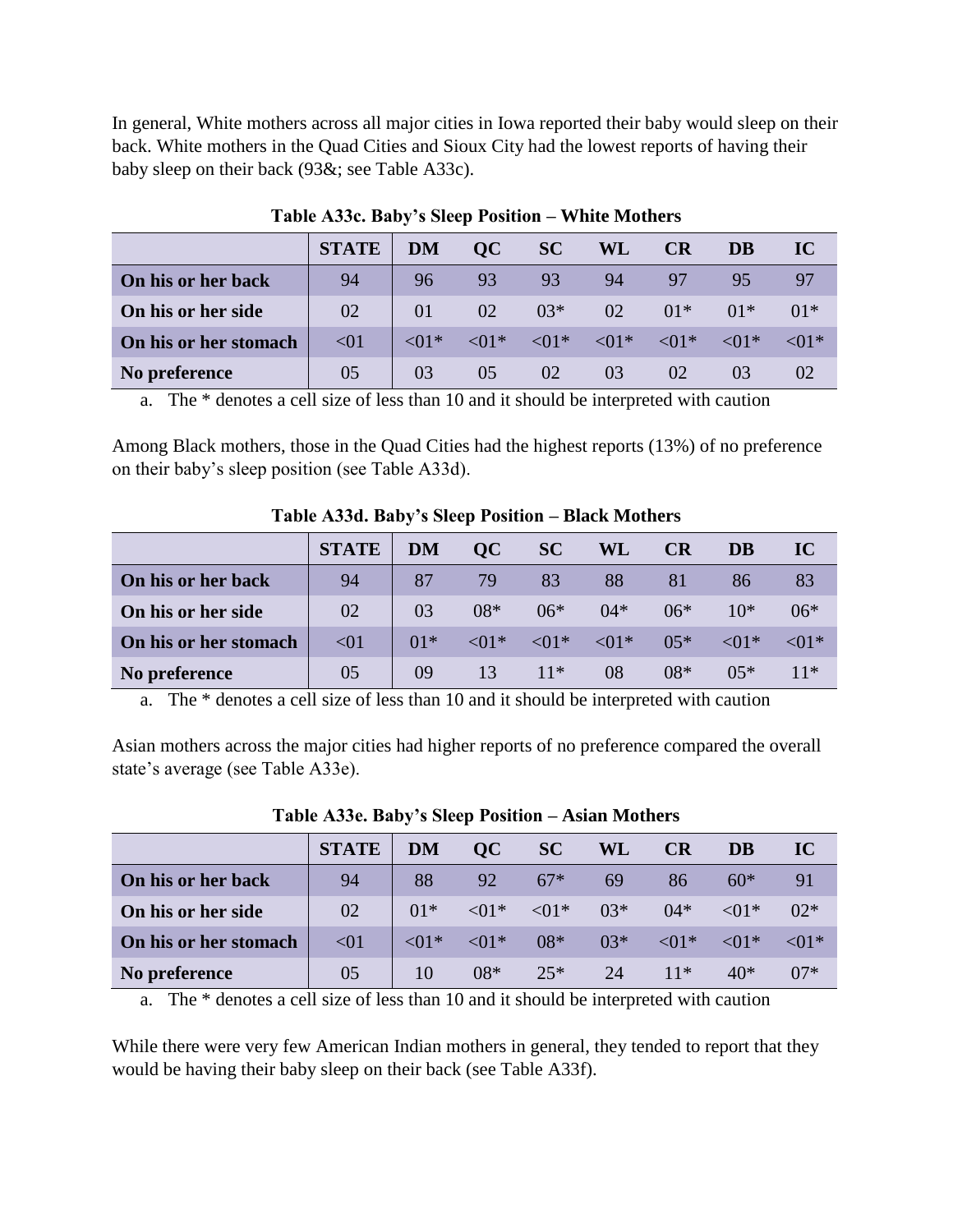In general, White mothers across all major cities in Iowa reported their baby would sleep on their back. White mothers in the Quad Cities and Sioux City had the lowest reports of having their baby sleep on their back (93&; see Table A33c).

**Table A33c. Baby's Sleep Position – White Mothers**

| | STATE | DM | QC | SC | WL | CR | DB | IC |
|---|---|---|---|---|---|---|---|---|
| **On his or her back** | 94 | 96 | 93 | 93 | 94 | 97 | 95 | 97 |
| **On his or her side** | 02 | 01 | 02 | 03* | 02 | 01* | 01* | 01* |
| **On his or her stomach** | <01 | <01* | <01* | <01* | <01* | <01* | <01* | <01* |
| **No preference** | 05 | 03 | 05 | 02 | 03 | 02 | 03 | 02 |

a. The * denotes a cell size of less than 10 and it should be interpreted with caution

Among Black mothers, those in the Quad Cities had the highest reports (13%) of no preference on their baby's sleep position (see Table A33d).

**Table A33d. Baby's Sleep Position – Black Mothers**

| | STATE | DM | QC | SC | WL | CR | DB | IC |
|---|---|---|---|---|---|---|---|---|
| **On his or her back** | 94 | 87 | 79 | 83 | 88 | 81 | 86 | 83 |
| **On his or her side** | 02 | 03 | 08* | 06* | 04* | 06* | 10* | 06* |
| **On his or her stomach** | <01 | 01* | <01* | <01* | <01* | 05* | <01* | <01* |
| **No preference** | 05 | 09 | 13 | 11* | 08 | 08* | 05* | 11* |

a. The * denotes a cell size of less than 10 and it should be interpreted with caution

Asian mothers across the major cities had higher reports of no preference compared the overall state's average (see Table A33e).

**Table A33e. Baby's Sleep Position – Asian Mothers**

| | STATE | DM | QC | SC | WL | CR | DB | IC |
|---|---|---|---|---|---|---|---|---|
| **On his or her back** | 94 | 88 | 92 | 67* | 69 | 86 | 60* | 91 |
| **On his or her side** | 02 | 01* | <01* | <01* | 03* | 04* | <01* | 02* |
| **On his or her stomach** | <01 | <01* | <01* | 08* | 03* | <01* | <01* | <01* |
| **No preference** | 05 | 10 | 08* | 25* | 24 | 11* | 40* | 07* |

a. The * denotes a cell size of less than 10 and it should be interpreted with caution

While there were very few American Indian mothers in general, they tended to report that they would be having their baby sleep on their back (see Table A33f).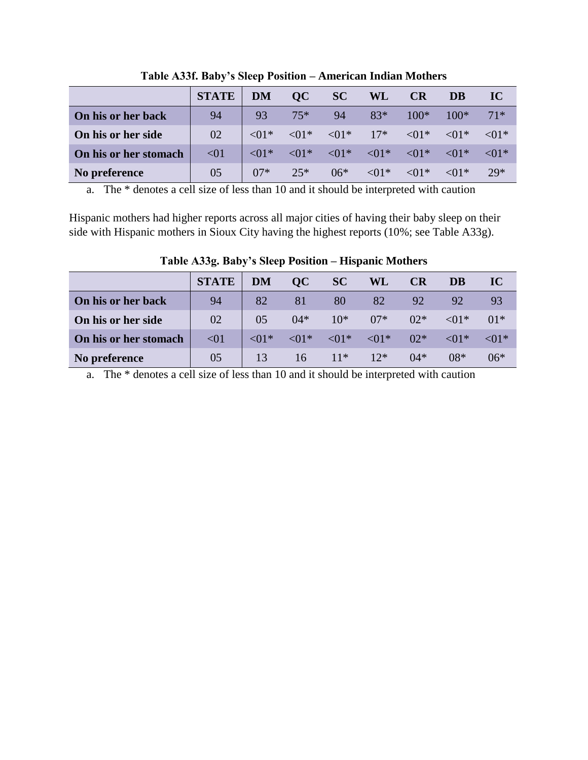**Table A33f. Baby's Sleep Position – American Indian Mothers**

| | STATE | DM | QC | SC | WL | CR | DB | IC |
|---|---|---|---|---|---|---|---|---|
| **On his or her back** | 94 | 93 | 75* | 94 | 83* | 100* | 100* | 71* |
| **On his or her side** | 02 | <01* | <01* | <01* | 17* | <01* | <01* | <01* |
| **On his or her stomach** | <01 | <01* | <01* | <01* | <01* | <01* | <01* | <01* |
| **No preference** | 05 | 07* | 25* | 06* | <01* | <01* | <01* | 29* |

a. The * denotes a cell size of less than 10 and it should be interpreted with caution

Hispanic mothers had higher reports across all major cities of having their baby sleep on their side with Hispanic mothers in Sioux City having the highest reports (10%; see Table A33g).

**Table A33g. Baby's Sleep Position – Hispanic Mothers**

| | STATE | DM | QC | SC | WL | CR | DB | IC |
|---|---|---|---|---|---|---|---|---|
| **On his or her back** | 94 | 82 | 81 | 80 | 82 | 92 | 92 | 93 |
| **On his or her side** | 02 | 05 | 04* | 10* | 07* | 02* | <01* | 01* |
| **On his or her stomach** | <01 | <01* | <01* | <01* | <01* | 02* | <01* | <01* |
| **No preference** | 05 | 13 | 16 | 11* | 12* | 04* | 08* | 06* |

a. The * denotes a cell size of less than 10 and it should be interpreted with caution